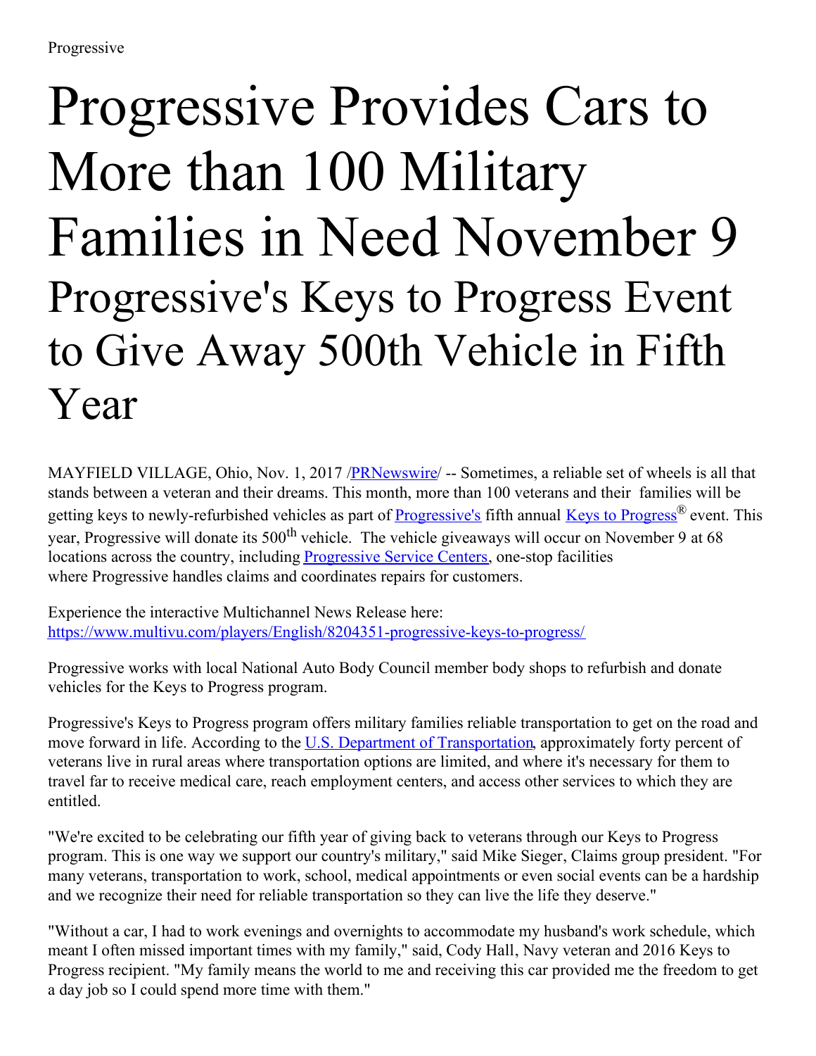Progressive

# Progressive Provides Cars to More than 100 Military Families in Need November 9

## Progressive's Keys to Progress Event to Give Away 500th Vehicle in Fifth Year

MAYFIELD VILLAGE, Ohio, Nov. 1, 2017 /PRNewswire/ -- Sometimes, a reliable set of wheels is all that stands between a veteran and their dreams. This month, more than 100 veterans and their families will be getting keys to newly-refurbished vehicles as part of Progressive's fifth annual Keys to Progress® event. This year, Progressive will donate its 500th vehicle. The vehicle giveaways will occur on November 9 at 68 locations across the country, including Progressive Service Centers, one-stop facilities where Progressive handles claims and coordinates repairs for customers.

Experience the interactive Multichannel News Release here: https://www.multivu.com/players/English/8204351-progressive-keys-to-progress/

Progressive works with local National Auto Body Council member body shops to refurbish and donate vehicles for the Keys to Progress program.

Progressive's Keys to Progress program offers military families reliable transportation to get on the road and move forward in life. According to the U.S. Department of Transportation, approximately forty percent of veterans live in rural areas where transportation options are limited, and where it's necessary for them to travel far to receive medical care, reach employment centers, and access other services to which they are entitled.

"We're excited to be celebrating our fifth year of giving back to veterans through our Keys to Progress program. This is one way we support our country's military," said Mike Sieger, Claims group president. "For many veterans, transportation to work, school, medical appointments or even social events can be a hardship and we recognize their need for reliable transportation so they can live the life they deserve."

"Without a car, I had to work evenings and overnights to accommodate my husband's work schedule, which meant I often missed important times with my family," said, Cody Hall, Navy veteran and 2016 Keys to Progress recipient. "My family means the world to me and receiving this car provided me the freedom to get a day job so I could spend more time with them."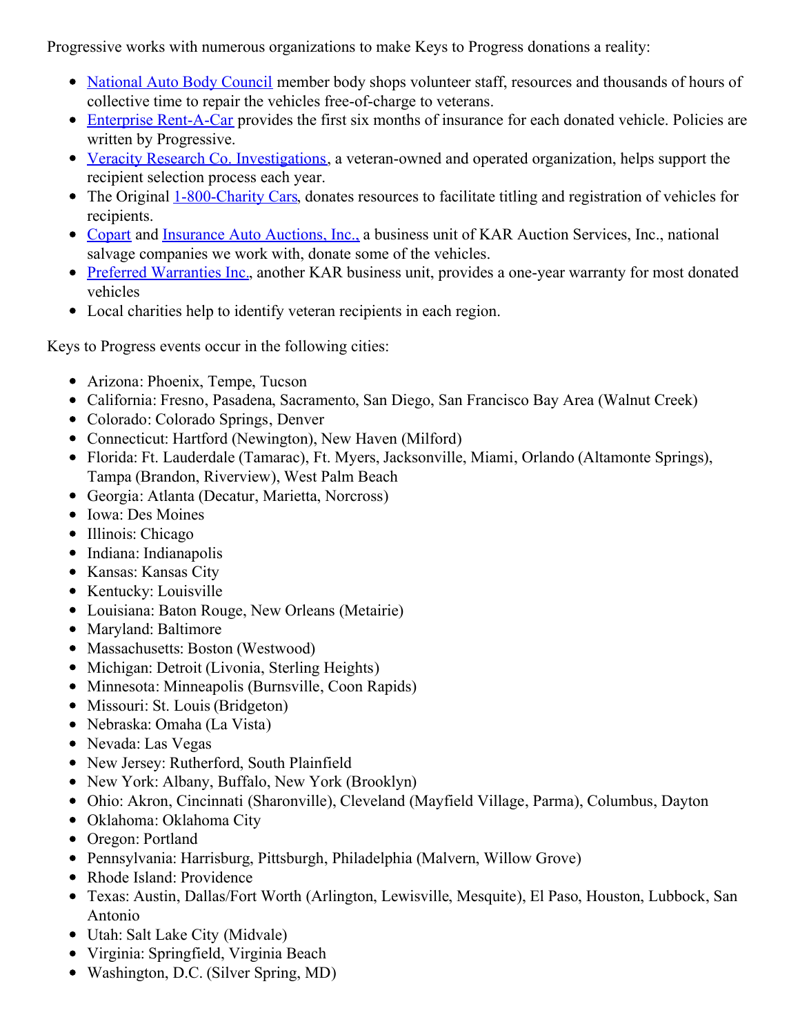Progressive works with numerous organizations to make Keys to Progress donations a reality:

- National Auto Body Council member body shops volunteer staff, resources and thousands of hours of collective time to repair the vehicles free-of-charge to veterans.
- Enterprise Rent-A-Car provides the first six months of insurance for each donated vehicle. Policies are written by Progressive.
- Veracity Research Co. Investigations, a veteran-owned and operated organization, helps support the recipient selection process each year.
- The Original 1-800-Charity Cars, donates resources to facilitate titling and registration of vehicles for recipients.
- Copart and Insurance Auto Auctions, Inc., a business unit of KAR Auction Services, Inc., national salvage companies we work with, donate some of the vehicles.
- Preferred Warranties Inc., another KAR business unit, provides a one-year warranty for most donated vehicles
- Local charities help to identify veteran recipients in each region.

Keys to Progress events occur in the following cities:

- Arizona: Phoenix, Tempe, Tucson
- California: Fresno, Pasadena, Sacramento, San Diego, San Francisco Bay Area (Walnut Creek)
- Colorado: Colorado Springs, Denver
- Connecticut: Hartford (Newington), New Haven (Milford)
- Florida: Ft. Lauderdale (Tamarac), Ft. Myers, Jacksonville, Miami, Orlando (Altamonte Springs), Tampa (Brandon, Riverview), West Palm Beach
- Georgia: Atlanta (Decatur, Marietta, Norcross)
- Iowa: Des Moines
- Illinois: Chicago
- Indiana: Indianapolis
- Kansas: Kansas City
- Kentucky: Louisville
- Louisiana: Baton Rouge, New Orleans (Metairie)
- Maryland: Baltimore
- Massachusetts: Boston (Westwood)
- Michigan: Detroit (Livonia, Sterling Heights)
- Minnesota: Minneapolis (Burnsville, Coon Rapids)
- Missouri: St. Louis (Bridgeton)
- Nebraska: Omaha (La Vista)
- Nevada: Las Vegas
- New Jersey: Rutherford, South Plainfield
- New York: Albany, Buffalo, New York (Brooklyn)
- Ohio: Akron, Cincinnati (Sharonville), Cleveland (Mayfield Village, Parma), Columbus, Dayton
- Oklahoma: Oklahoma City
- Oregon: Portland
- Pennsylvania: Harrisburg, Pittsburgh, Philadelphia (Malvern, Willow Grove)
- Rhode Island: Providence
- Texas: Austin, Dallas/Fort Worth (Arlington, Lewisville, Mesquite), El Paso, Houston, Lubbock, San Antonio
- Utah: Salt Lake City (Midvale)
- Virginia: Springfield, Virginia Beach
- Washington, D.C. (Silver Spring, MD)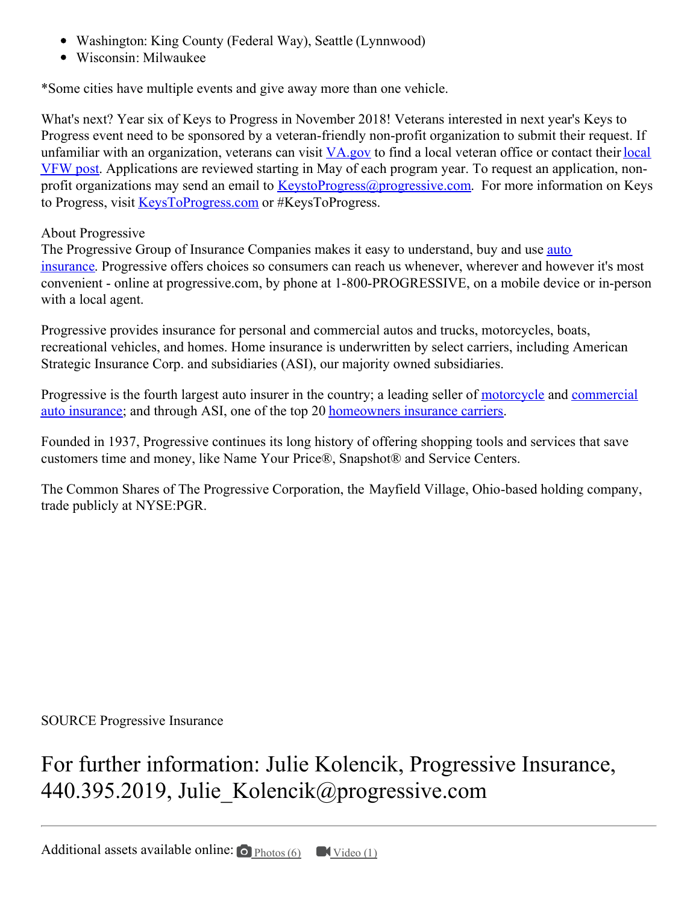- Washington: King County (Federal Way), Seattle (Lynnwood)
- Wisconsin: Milwaukee

*Some cities have multiple events and give away more than one vehicle.

What's next? Year six of Keys to Progress in November 2018! Veterans interested in next year's Keys to Progress event need to be sponsored by a veteran-friendly non-profit organization to submit their request. If unfamiliar with an organization, veterans can visit VA.gov to find a local veteran office or contact their local VFW post. Applications are reviewed starting in May of each program year. To request an application, non-profit organizations may send an email to KeystoProgress@progressive.com. For more information on Keys to Progress, visit KeysToProgress.com or #KeysToProgress.

About Progressive
The Progressive Group of Insurance Companies makes it easy to understand, buy and use auto insurance. Progressive offers choices so consumers can reach us whenever, wherever and however it's most convenient - online at progressive.com, by phone at 1-800-PROGRESSIVE, on a mobile device or in-person with a local agent.

Progressive provides insurance for personal and commercial autos and trucks, motorcycles, boats, recreational vehicles, and homes. Home insurance is underwritten by select carriers, including American Strategic Insurance Corp. and subsidiaries (ASI), our majority owned subsidiaries.

Progressive is the fourth largest auto insurer in the country; a leading seller of motorcycle and commercial auto insurance; and through ASI, one of the top 20 homeowners insurance carriers.

Founded in 1937, Progressive continues its long history of offering shopping tools and services that save customers time and money, like Name Your Price®, Snapshot® and Service Centers.

The Common Shares of The Progressive Corporation, the Mayfield Village, Ohio-based holding company, trade publicly at NYSE:PGR.

SOURCE Progressive Insurance

## For further information: Julie Kolencik, Progressive Insurance, 440.395.2019, Julie_Kolencik@progressive.com

---

Additional assets available online: Photos (6) Video (1)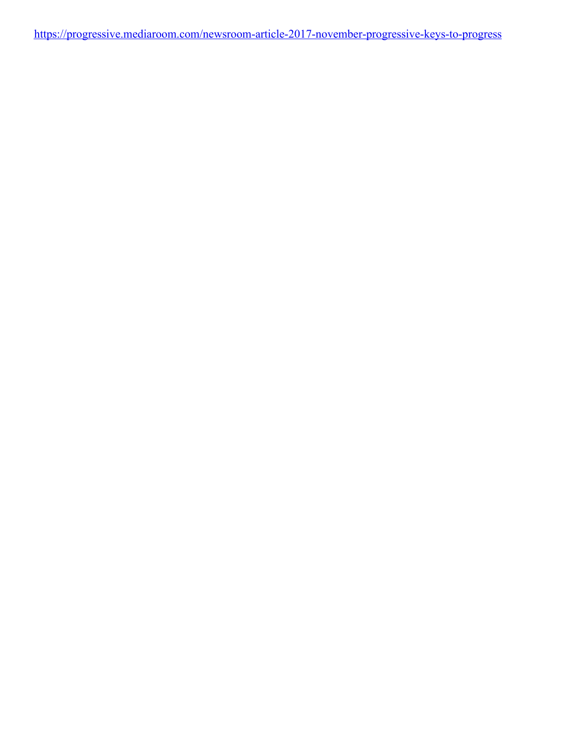https://progressive.mediaroom.com/newsroom-article-2017-november-progressive-keys-to-progress